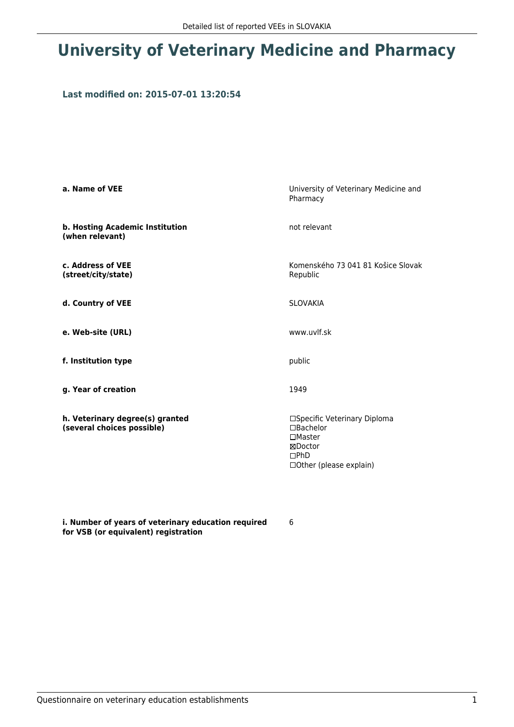# University of Veterinary Medicine and Pharmacy

### Last modified on: 2015-07-01 13:20:54

| | |
|---|---|
| **a. Name of VEE** | University of Veterinary Medicine and Pharmacy |
| **b. Hosting Academic Institution (when relevant)** | not relevant |
| **c. Address of VEE (street/city/state)** | Komenského 73 041 81 Košice Slovak Republic |
| **d. Country of VEE** | SLOVAKIA |
| **e. Web-site (URL)** | www.uvlf.sk |
| **f. Institution type** | public |
| **g. Year of creation** | 1949 |
| **h. Veterinary degree(s) granted (several choices possible)** | ☐Specific Veterinary Diploma<br>☐Bachelor<br>☐Master<br>☒Doctor<br>☐PhD<br>☐Other (please explain) |
| **i. Number of years of veterinary education required for VSB (or equivalent) registration** | 6 |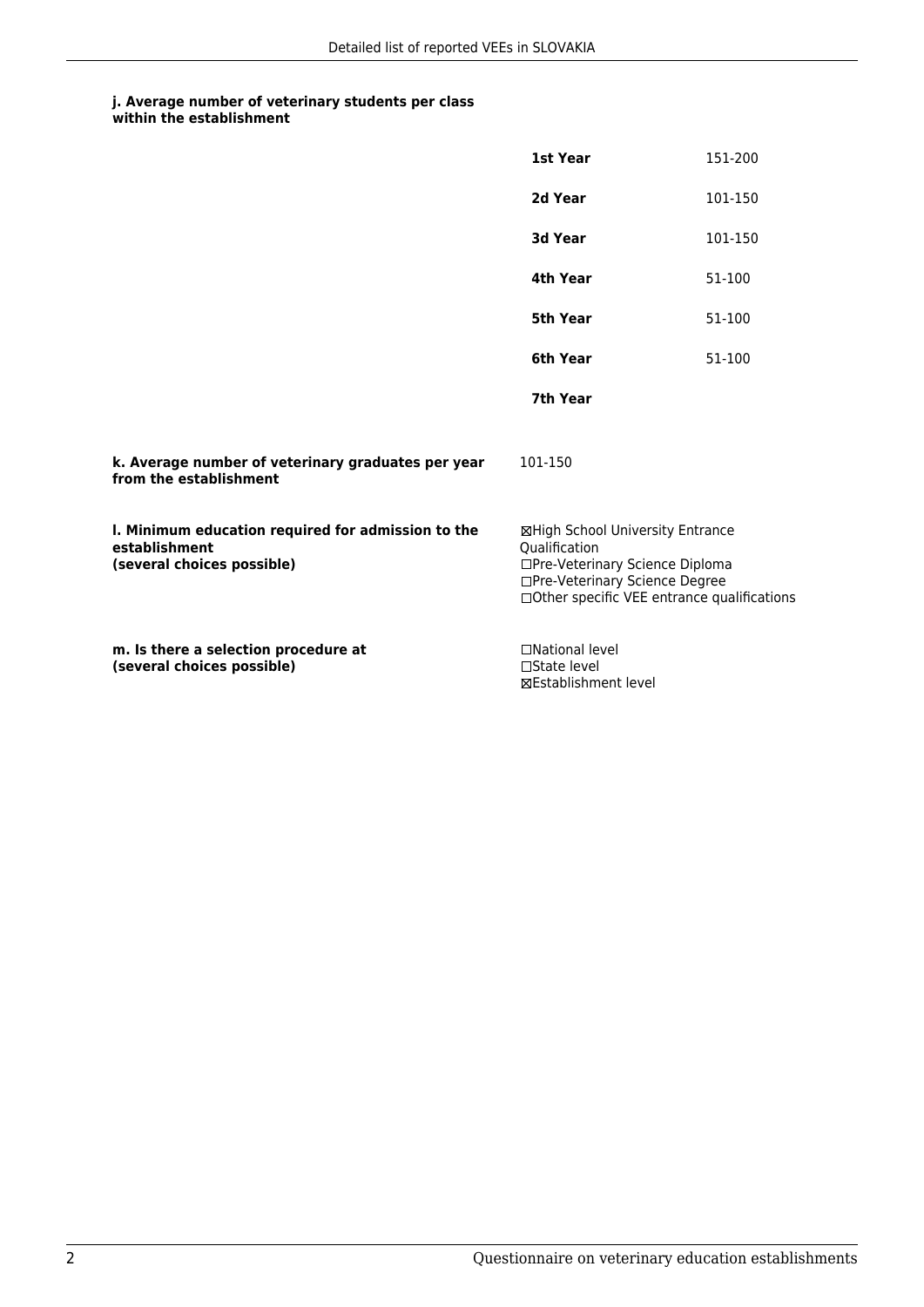**j. Average number of veterinary students per class within the establishment**

| | |
|---|---|
| **1st Year** | 151-200 |
| **2d Year** | 101-150 |
| **3d Year** | 101-150 |
| **4th Year** | 51-100 |
| **5th Year** | 51-100 |
| **6th Year** | 51-100 |
| **7th Year** | |

**k. Average number of veterinary graduates per year from the establishment**

101-150

**l. Minimum education required for admission to the establishment (several choices possible)**

☒High School University Entrance Qualification
☐Pre-Veterinary Science Diploma
☐Pre-Veterinary Science Degree
☐Other specific VEE entrance qualifications

**m. Is there a selection procedure at (several choices possible)**

☐National level
☐State level
☒Establishment level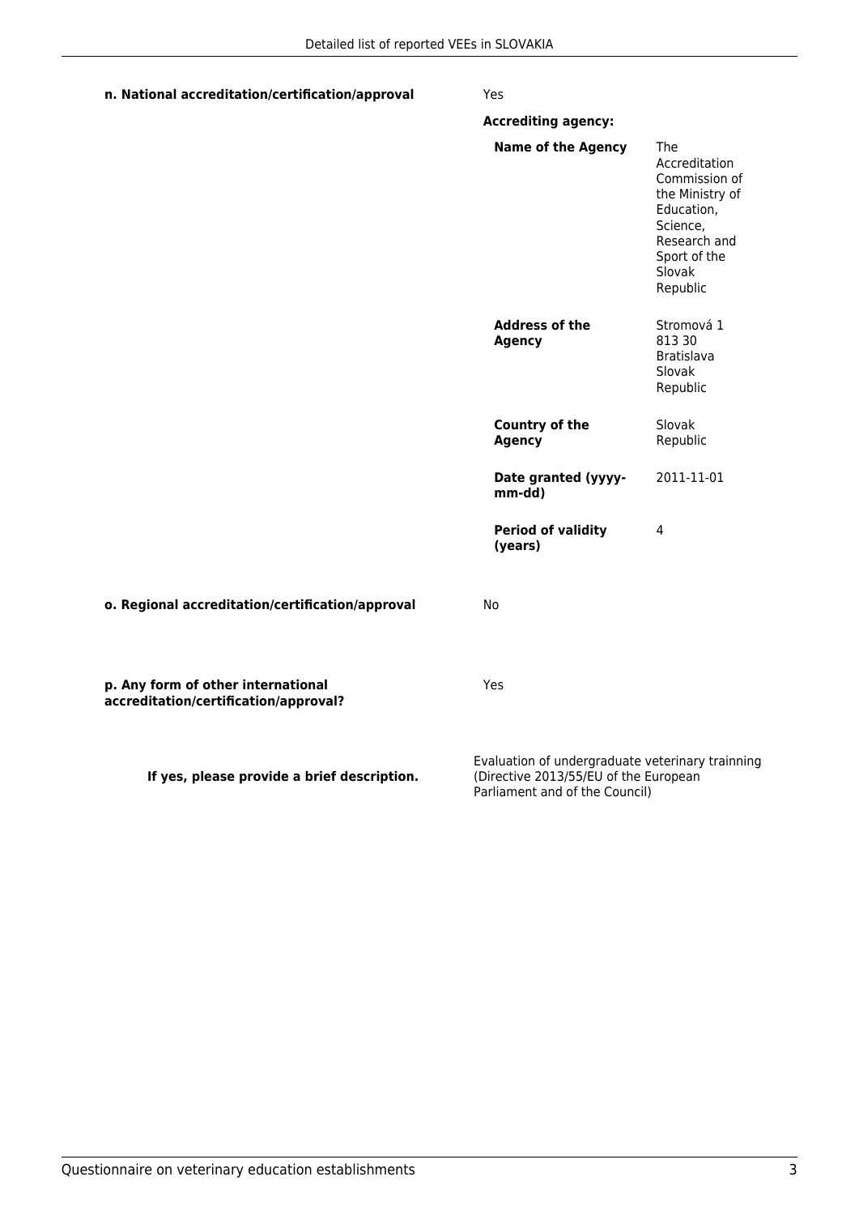**n. National accreditation/certification/approval**

Yes

**Accrediting agency:**

| | |
|---|---|
| **Name of the Agency** | The Accreditation Commission of the Ministry of Education, Science, Research and Sport of the Slovak Republic |
| **Address of the Agency** | Stromová 1 813 30 Bratislava Slovak Republic |
| **Country of the Agency** | Slovak Republic |
| **Date granted (yyyy-mm-dd)** | 2011-11-01 |
| **Period of validity (years)** | 4 |

**o. Regional accreditation/certification/approval**

No

**p. Any form of other international accreditation/certification/approval?**

Yes

**If yes, please provide a brief description.**

Evaluation of undergraduate veterinary trainning (Directive 2013/55/EU of the European Parliament and of the Council)